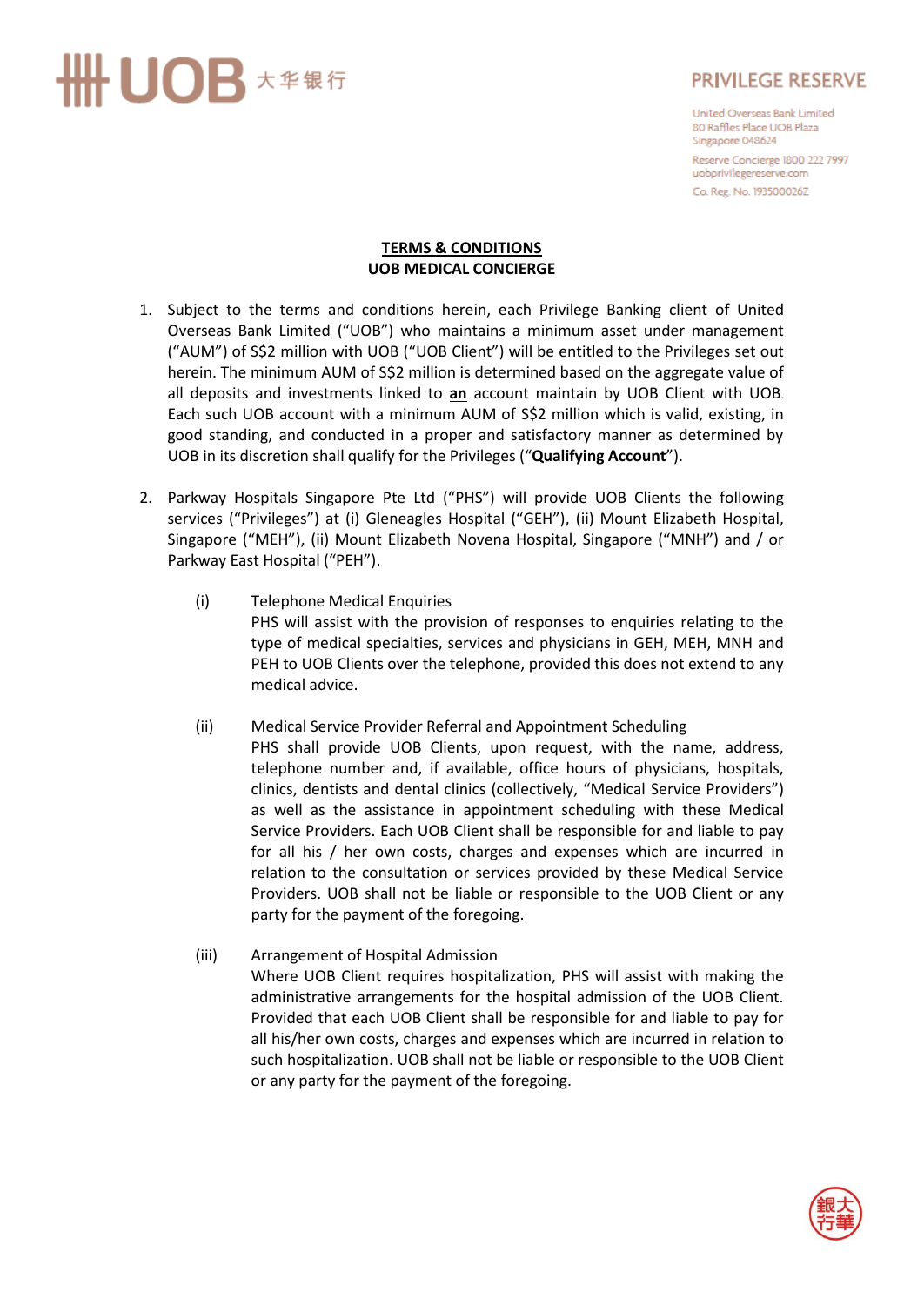UOB 大华银行

PRIVILEGE RESERVE

United Overseas Bank Limited
80 Raffles Place UOB Plaza
Singapore 048624

Reserve Concierge 1800 222 7997
uobprivilegereserve.com

Co. Reg. No. 193500026Z

**TERMS & CONDITIONS**
**UOB MEDICAL CONCIERGE**

1. Subject to the terms and conditions herein, each Privilege Banking client of United Overseas Bank Limited ("UOB") who maintains a minimum asset under management ("AUM") of S$2 million with UOB ("UOB Client") will be entitled to the Privileges set out herein. The minimum AUM of S$2 million is determined based on the aggregate value of all deposits and investments linked to **an** account maintain by UOB Client with UOB. Each such UOB account with a minimum AUM of S$2 million which is valid, existing, in good standing, and conducted in a proper and satisfactory manner as determined by UOB in its discretion shall qualify for the Privileges ("**Qualifying Account**").

2. Parkway Hospitals Singapore Pte Ltd ("PHS") will provide UOB Clients the following services ("Privileges") at (i) Gleneagles Hospital ("GEH"), (ii) Mount Elizabeth Hospital, Singapore ("MEH"), (ii) Mount Elizabeth Novena Hospital, Singapore ("MNH") and / or Parkway East Hospital ("PEH").

   (i) Telephone Medical Enquiries
   PHS will assist with the provision of responses to enquiries relating to the type of medical specialties, services and physicians in GEH, MEH, MNH and PEH to UOB Clients over the telephone, provided this does not extend to any medical advice.

   (ii) Medical Service Provider Referral and Appointment Scheduling
   PHS shall provide UOB Clients, upon request, with the name, address, telephone number and, if available, office hours of physicians, hospitals, clinics, dentists and dental clinics (collectively, "Medical Service Providers") as well as the assistance in appointment scheduling with these Medical Service Providers. Each UOB Client shall be responsible for and liable to pay for all his / her own costs, charges and expenses which are incurred in relation to the consultation or services provided by these Medical Service Providers. UOB shall not be liable or responsible to the UOB Client or any party for the payment of the foregoing.

   (iii) Arrangement of Hospital Admission
   Where UOB Client requires hospitalization, PHS will assist with making the administrative arrangements for the hospital admission of the UOB Client. Provided that each UOB Client shall be responsible for and liable to pay for all his/her own costs, charges and expenses which are incurred in relation to such hospitalization. UOB shall not be liable or responsible to the UOB Client or any party for the payment of the foregoing.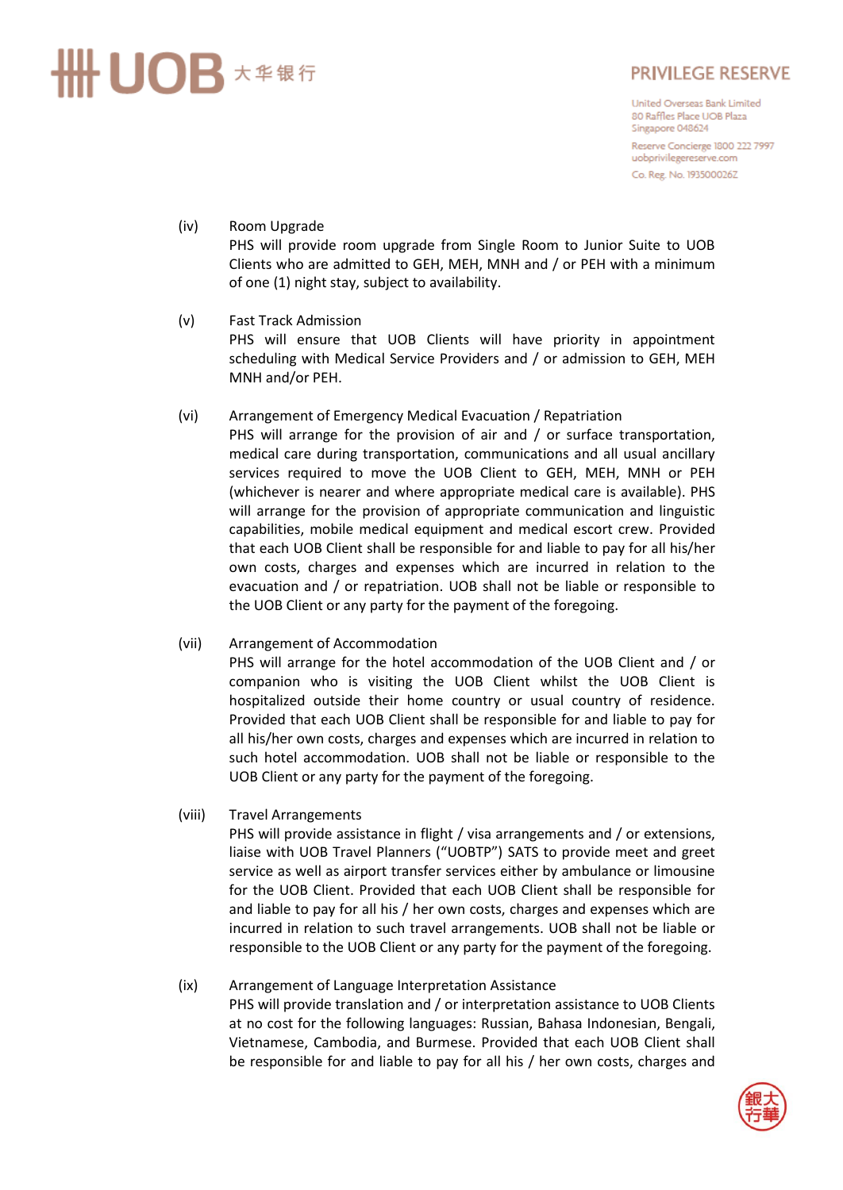(iv) Room Upgrade
PHS will provide room upgrade from Single Room to Junior Suite to UOB Clients who are admitted to GEH, MEH, MNH and / or PEH with a minimum of one (1) night stay, subject to availability.

(v) Fast Track Admission
PHS will ensure that UOB Clients will have priority in appointment scheduling with Medical Service Providers and / or admission to GEH, MEH MNH and/or PEH.

(vi) Arrangement of Emergency Medical Evacuation / Repatriation
PHS will arrange for the provision of air and / or surface transportation, medical care during transportation, communications and all usual ancillary services required to move the UOB Client to GEH, MEH, MNH or PEH (whichever is nearer and where appropriate medical care is available). PHS will arrange for the provision of appropriate communication and linguistic capabilities, mobile medical equipment and medical escort crew. Provided that each UOB Client shall be responsible for and liable to pay for all his/her own costs, charges and expenses which are incurred in relation to the evacuation and / or repatriation. UOB shall not be liable or responsible to the UOB Client or any party for the payment of the foregoing.

(vii) Arrangement of Accommodation
PHS will arrange for the hotel accommodation of the UOB Client and / or companion who is visiting the UOB Client whilst the UOB Client is hospitalized outside their home country or usual country of residence. Provided that each UOB Client shall be responsible for and liable to pay for all his/her own costs, charges and expenses which are incurred in relation to such hotel accommodation. UOB shall not be liable or responsible to the UOB Client or any party for the payment of the foregoing.

(viii) Travel Arrangements
PHS will provide assistance in flight / visa arrangements and / or extensions, liaise with UOB Travel Planners ("UOBTP") SATS to provide meet and greet service as well as airport transfer services either by ambulance or limousine for the UOB Client. Provided that each UOB Client shall be responsible for and liable to pay for all his / her own costs, charges and expenses which are incurred in relation to such travel arrangements. UOB shall not be liable or responsible to the UOB Client or any party for the payment of the foregoing.

(ix) Arrangement of Language Interpretation Assistance
PHS will provide translation and / or interpretation assistance to UOB Clients at no cost for the following languages: Russian, Bahasa Indonesian, Bengali, Vietnamese, Cambodia, and Burmese. Provided that each UOB Client shall be responsible for and liable to pay for all his / her own costs, charges and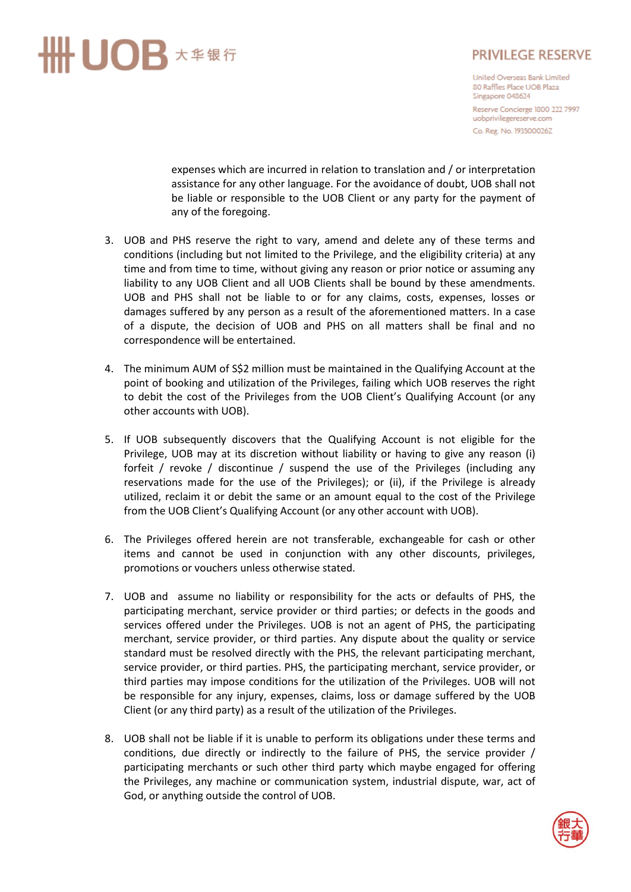expenses which are incurred in relation to translation and / or interpretation assistance for any other language. For the avoidance of doubt, UOB shall not be liable or responsible to the UOB Client or any party for the payment of any of the foregoing.

3. UOB and PHS reserve the right to vary, amend and delete any of these terms and conditions (including but not limited to the Privilege, and the eligibility criteria) at any time and from time to time, without giving any reason or prior notice or assuming any liability to any UOB Client and all UOB Clients shall be bound by these amendments. UOB and PHS shall not be liable to or for any claims, costs, expenses, losses or damages suffered by any person as a result of the aforementioned matters. In a case of a dispute, the decision of UOB and PHS on all matters shall be final and no correspondence will be entertained.

4. The minimum AUM of S$2 million must be maintained in the Qualifying Account at the point of booking and utilization of the Privileges, failing which UOB reserves the right to debit the cost of the Privileges from the UOB Client's Qualifying Account (or any other accounts with UOB).

5. If UOB subsequently discovers that the Qualifying Account is not eligible for the Privilege, UOB may at its discretion without liability or having to give any reason (i) forfeit / revoke / discontinue / suspend the use of the Privileges (including any reservations made for the use of the Privileges); or (ii), if the Privilege is already utilized, reclaim it or debit the same or an amount equal to the cost of the Privilege from the UOB Client's Qualifying Account (or any other account with UOB).

6. The Privileges offered herein are not transferable, exchangeable for cash or other items and cannot be used in conjunction with any other discounts, privileges, promotions or vouchers unless otherwise stated.

7. UOB and assume no liability or responsibility for the acts or defaults of PHS, the participating merchant, service provider or third parties; or defects in the goods and services offered under the Privileges. UOB is not an agent of PHS, the participating merchant, service provider, or third parties. Any dispute about the quality or service standard must be resolved directly with the PHS, the relevant participating merchant, service provider, or third parties. PHS, the participating merchant, service provider, or third parties may impose conditions for the utilization of the Privileges. UOB will not be responsible for any injury, expenses, claims, loss or damage suffered by the UOB Client (or any third party) as a result of the utilization of the Privileges.

8. UOB shall not be liable if it is unable to perform its obligations under these terms and conditions, due directly or indirectly to the failure of PHS, the service provider / participating merchants or such other third party which maybe engaged for offering the Privileges, any machine or communication system, industrial dispute, war, act of God, or anything outside the control of UOB.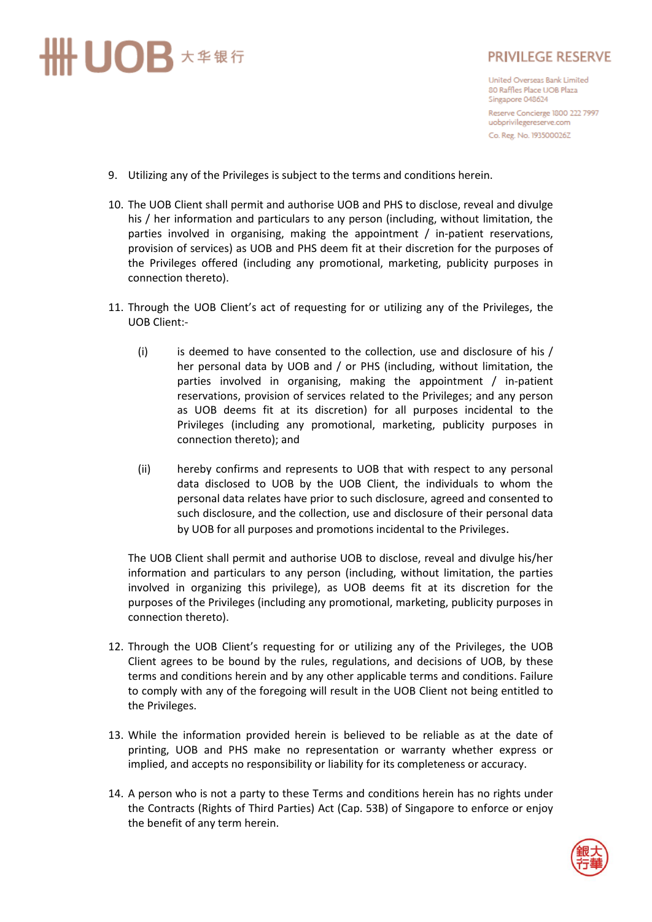9. Utilizing any of the Privileges is subject to the terms and conditions herein.

10. The UOB Client shall permit and authorise UOB and PHS to disclose, reveal and divulge his / her information and particulars to any person (including, without limitation, the parties involved in organising, making the appointment / in-patient reservations, provision of services) as UOB and PHS deem fit at their discretion for the purposes of the Privileges offered (including any promotional, marketing, publicity purposes in connection thereto).

11. Through the UOB Client's act of requesting for or utilizing any of the Privileges, the UOB Client:-

    (i) is deemed to have consented to the collection, use and disclosure of his / her personal data by UOB and / or PHS (including, without limitation, the parties involved in organising, making the appointment / in-patient reservations, provision of services related to the Privileges; and any person as UOB deems fit at its discretion) for all purposes incidental to the Privileges (including any promotional, marketing, publicity purposes in connection thereto); and

    (ii) hereby confirms and represents to UOB that with respect to any personal data disclosed to UOB by the UOB Client, the individuals to whom the personal data relates have prior to such disclosure, agreed and consented to such disclosure, and the collection, use and disclosure of their personal data by UOB for all purposes and promotions incidental to the Privileges.

    The UOB Client shall permit and authorise UOB to disclose, reveal and divulge his/her information and particulars to any person (including, without limitation, the parties involved in organizing this privilege), as UOB deems fit at its discretion for the purposes of the Privileges (including any promotional, marketing, publicity purposes in connection thereto).

12. Through the UOB Client's requesting for or utilizing any of the Privileges, the UOB Client agrees to be bound by the rules, regulations, and decisions of UOB, by these terms and conditions herein and by any other applicable terms and conditions. Failure to comply with any of the foregoing will result in the UOB Client not being entitled to the Privileges.

13. While the information provided herein is believed to be reliable as at the date of printing, UOB and PHS make no representation or warranty whether express or implied, and accepts no responsibility or liability for its completeness or accuracy.

14. A person who is not a party to these Terms and conditions herein has no rights under the Contracts (Rights of Third Parties) Act (Cap. 53B) of Singapore to enforce or enjoy the benefit of any term herein.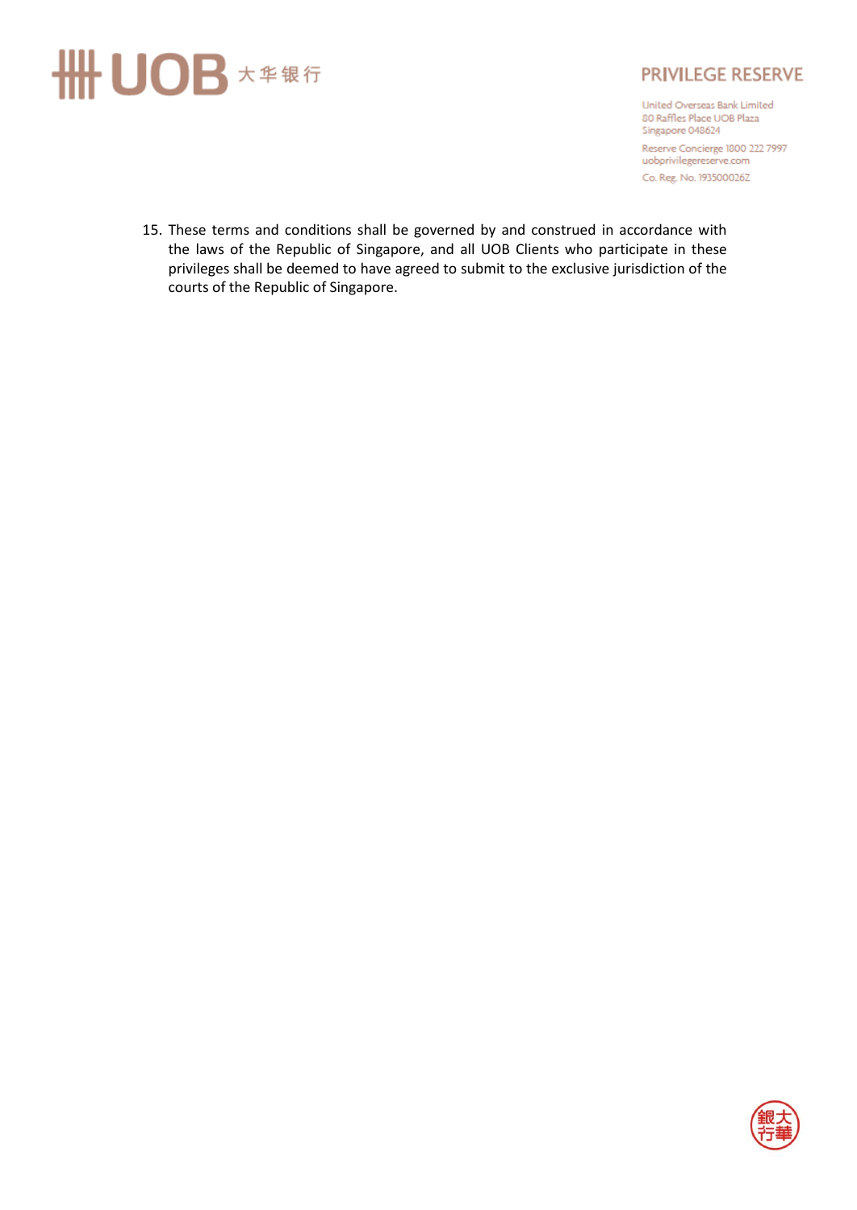15. These terms and conditions shall be governed by and construed in accordance with the laws of the Republic of Singapore, and all UOB Clients who participate in these privileges shall be deemed to have agreed to submit to the exclusive jurisdiction of the courts of the Republic of Singapore.